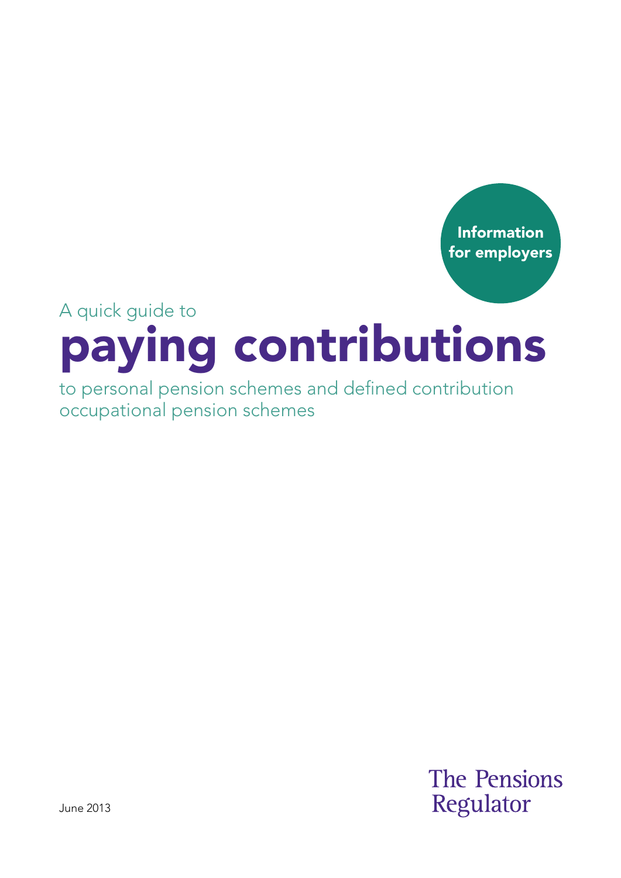Information for employers

A quick guide to

# paying contributions

to personal pension schemes and defined contribution occupational pension schemes

June 2013

The Pensions Regulator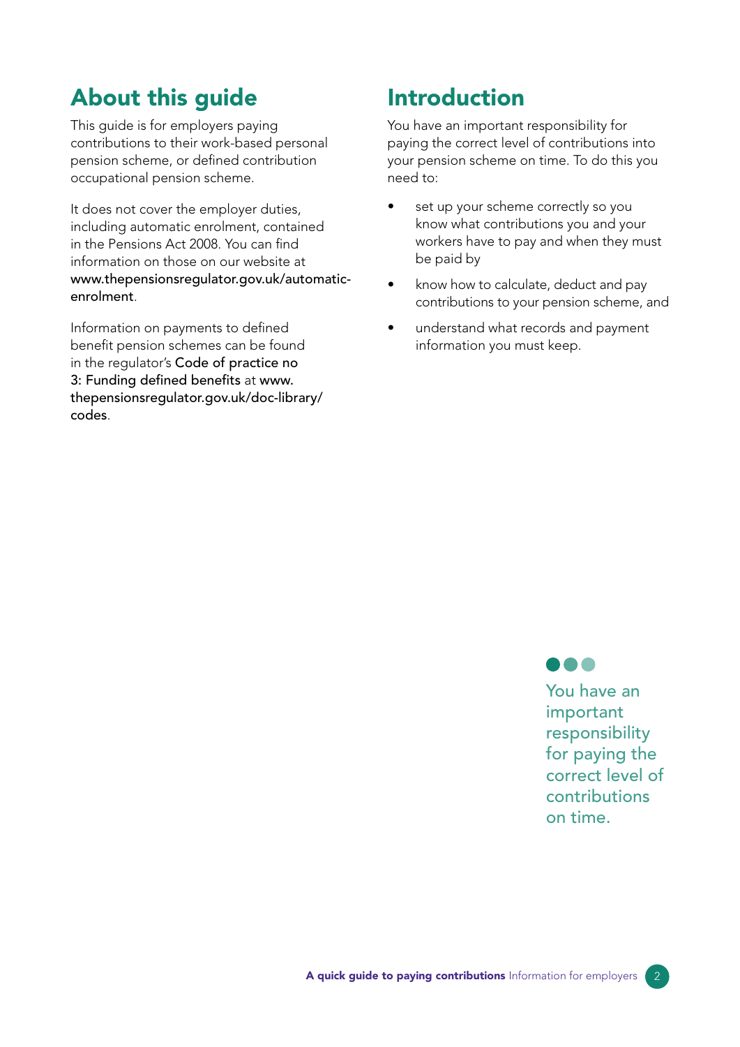## About this guide

This guide is for employers paying contributions to their work-based personal pension scheme, or defined contribution occupational pension scheme.

It does not cover the employer duties, including automatic enrolment, contained in the Pensions Act 2008. You can find information on those on our website at **www.thepensionsregulator.gov.uk/automatic-enrolment**.

Information on payments to defined benefit pension schemes can be found in the regulator's **Code of practice no 3: Funding defined benefits** at **www.thepensionsregulator.gov.uk/doc-library/codes**.

## Introduction

You have an important responsibility for paying the correct level of contributions into your pension scheme on time. To do this you need to:

- set up your scheme correctly so you know what contributions you and your workers have to pay and when they must be paid by
- know how to calculate, deduct and pay contributions to your pension scheme, and
- understand what records and payment information you must keep.

You have an important responsibility for paying the correct level of contributions on time.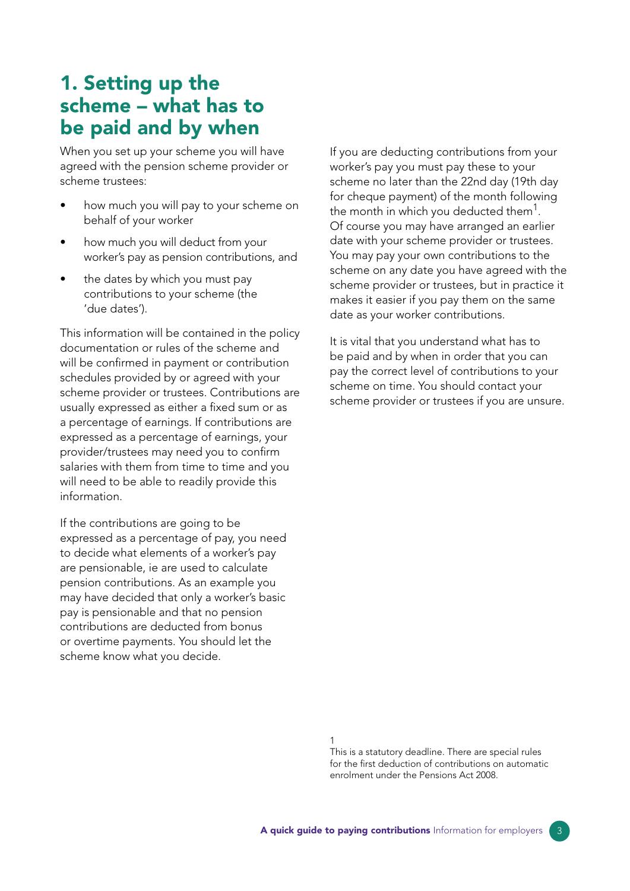# 1. Setting up the scheme – what has to be paid and by when

When you set up your scheme you will have agreed with the pension scheme provider or scheme trustees:

- how much you will pay to your scheme on behalf of your worker
- how much you will deduct from your worker's pay as pension contributions, and
- the dates by which you must pay contributions to your scheme (the 'due dates').

This information will be contained in the policy documentation or rules of the scheme and will be confirmed in payment or contribution schedules provided by or agreed with your scheme provider or trustees. Contributions are usually expressed as either a fixed sum or as a percentage of earnings. If contributions are expressed as a percentage of earnings, your provider/trustees may need you to confirm salaries with them from time to time and you will need to be able to readily provide this information.

If the contributions are going to be expressed as a percentage of pay, you need to decide what elements of a worker's pay are pensionable, ie are used to calculate pension contributions. As an example you may have decided that only a worker's basic pay is pensionable and that no pension contributions are deducted from bonus or overtime payments. You should let the scheme know what you decide.

If you are deducting contributions from your worker's pay you must pay these to your scheme no later than the 22nd day (19th day for cheque payment) of the month following the month in which you deducted them[1]. Of course you may have arranged an earlier date with your scheme provider or trustees. You may pay your own contributions to the scheme on any date you have agreed with the scheme provider or trustees, but in practice it makes it easier if you pay them on the same date as your worker contributions.

It is vital that you understand what has to be paid and by when in order that you can pay the correct level of contributions to your scheme on time. You should contact your scheme provider or trustees if you are unsure.

[1] This is a statutory deadline. There are special rules for the first deduction of contributions on automatic enrolment under the Pensions Act 2008.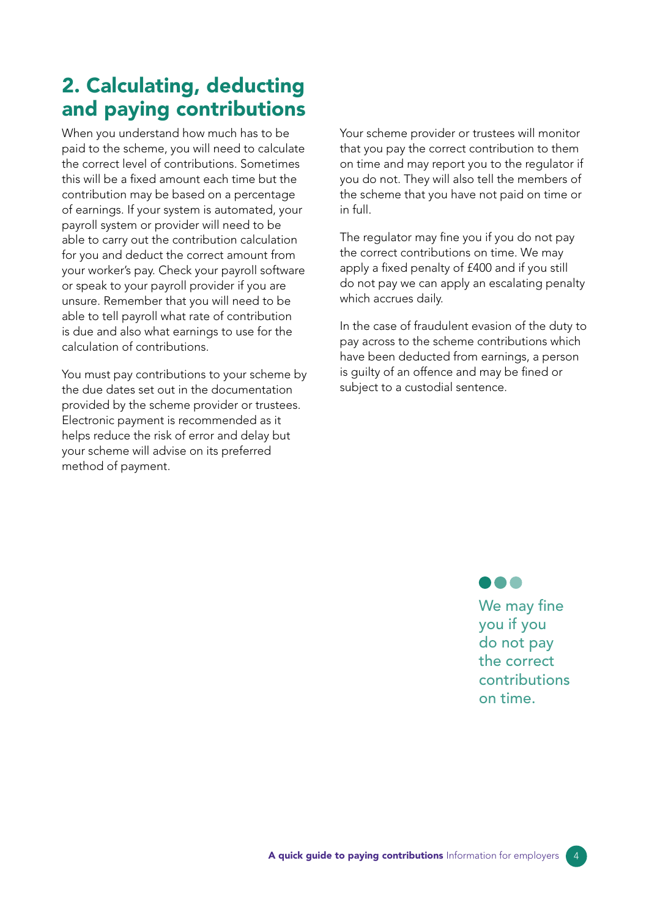## 2. Calculating, deducting and paying contributions

When you understand how much has to be paid to the scheme, you will need to calculate the correct level of contributions. Sometimes this will be a fixed amount each time but the contribution may be based on a percentage of earnings. If your system is automated, your payroll system or provider will need to be able to carry out the contribution calculation for you and deduct the correct amount from your worker's pay. Check your payroll software or speak to your payroll provider if you are unsure. Remember that you will need to be able to tell payroll what rate of contribution is due and also what earnings to use for the calculation of contributions.

You must pay contributions to your scheme by the due dates set out in the documentation provided by the scheme provider or trustees. Electronic payment is recommended as it helps reduce the risk of error and delay but your scheme will advise on its preferred method of payment.

Your scheme provider or trustees will monitor that you pay the correct contribution to them on time and may report you to the regulator if you do not. They will also tell the members of the scheme that you have not paid on time or in full.

The regulator may fine you if you do not pay the correct contributions on time. We may apply a fixed penalty of £400 and if you still do not pay we can apply an escalating penalty which accrues daily.

In the case of fraudulent evasion of the duty to pay across to the scheme contributions which have been deducted from earnings, a person is guilty of an offence and may be fined or subject to a custodial sentence.

We may fine you if you do not pay the correct contributions on time.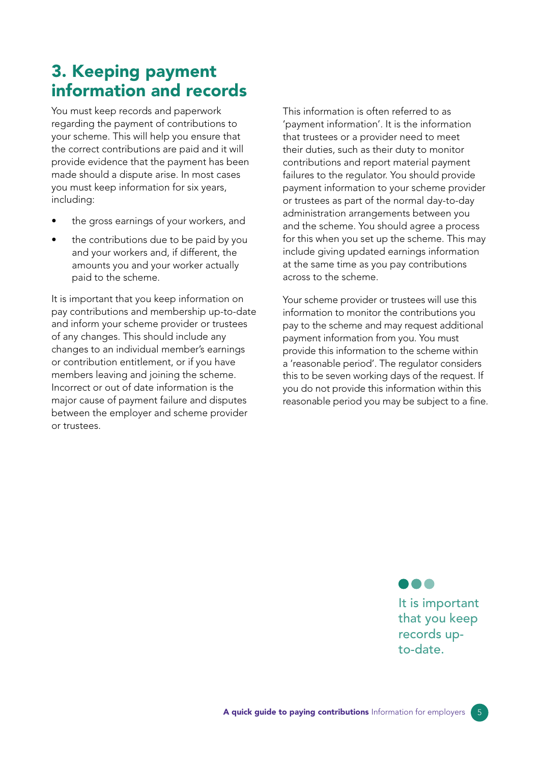## 3. Keeping payment information and records

You must keep records and paperwork regarding the payment of contributions to your scheme. This will help you ensure that the correct contributions are paid and it will provide evidence that the payment has been made should a dispute arise. In most cases you must keep information for six years, including:

- the gross earnings of your workers, and
- the contributions due to be paid by you and your workers and, if different, the amounts you and your worker actually paid to the scheme.

It is important that you keep information on pay contributions and membership up-to-date and inform your scheme provider or trustees of any changes. This should include any changes to an individual member's earnings or contribution entitlement, or if you have members leaving and joining the scheme. Incorrect or out of date information is the major cause of payment failure and disputes between the employer and scheme provider or trustees.

This information is often referred to as 'payment information'. It is the information that trustees or a provider need to meet their duties, such as their duty to monitor contributions and report material payment failures to the regulator. You should provide payment information to your scheme provider or trustees as part of the normal day-to-day administration arrangements between you and the scheme. You should agree a process for this when you set up the scheme. This may include giving updated earnings information at the same time as you pay contributions across to the scheme.

Your scheme provider or trustees will use this information to monitor the contributions you pay to the scheme and may request additional payment information from you. You must provide this information to the scheme within a 'reasonable period'. The regulator considers this to be seven working days of the request. If you do not provide this information within this reasonable period you may be subject to a fine.

It is important that you keep records up-to-date.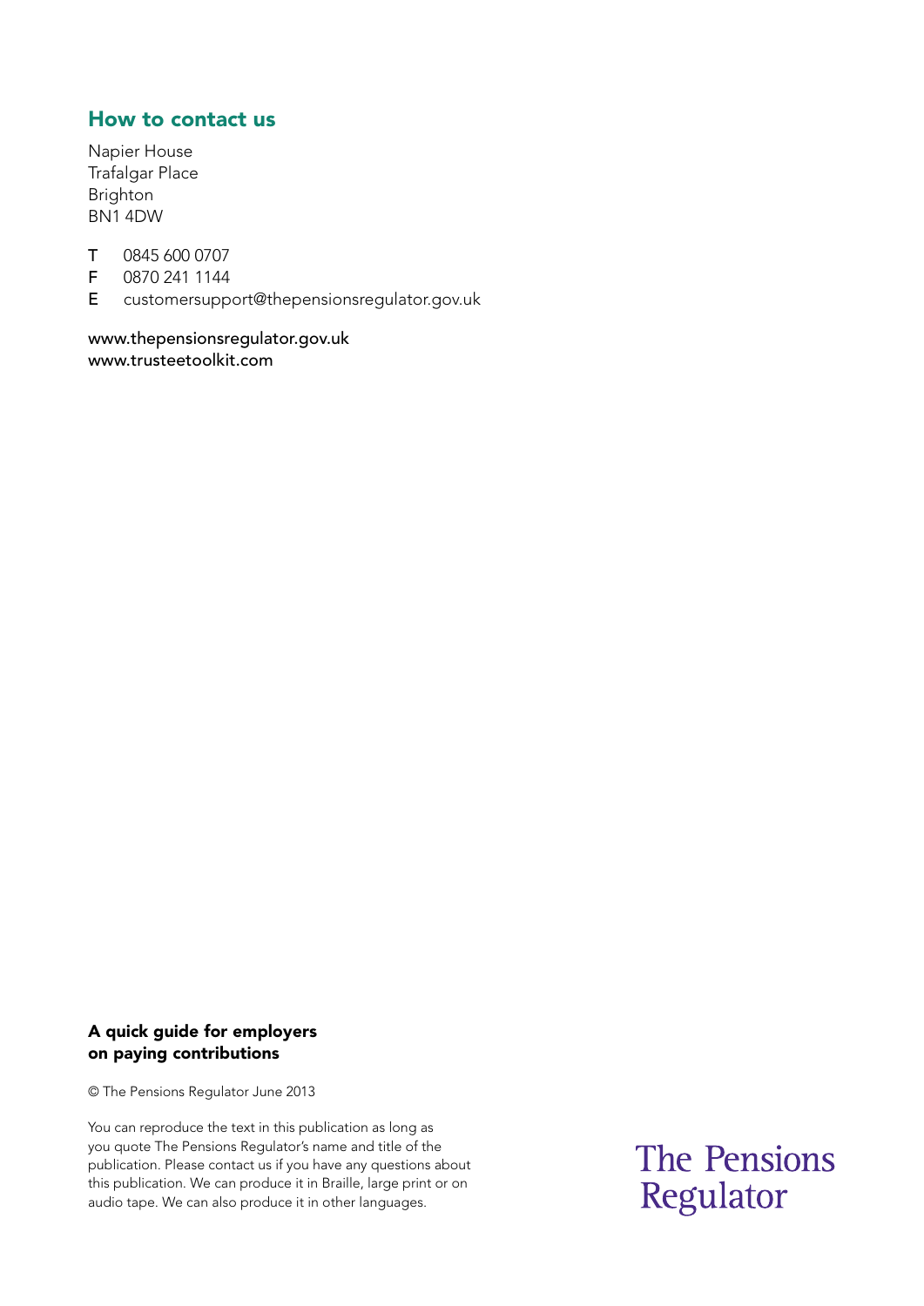## How to contact us

Napier House
Trafalgar Place
Brighton
BN1 4DW

**T** 0845 600 0707
**F** 0870 241 1144
**E** customersupport@thepensionsregulator.gov.uk

www.thepensionsregulator.gov.uk
www.trusteetoolkit.com

**A quick guide for employers on paying contributions**

© The Pensions Regulator June 2013

You can reproduce the text in this publication as long as you quote The Pensions Regulator's name and title of the publication. Please contact us if you have any questions about this publication. We can produce it in Braille, large print or on audio tape. We can also produce it in other languages.

The Pensions Regulator